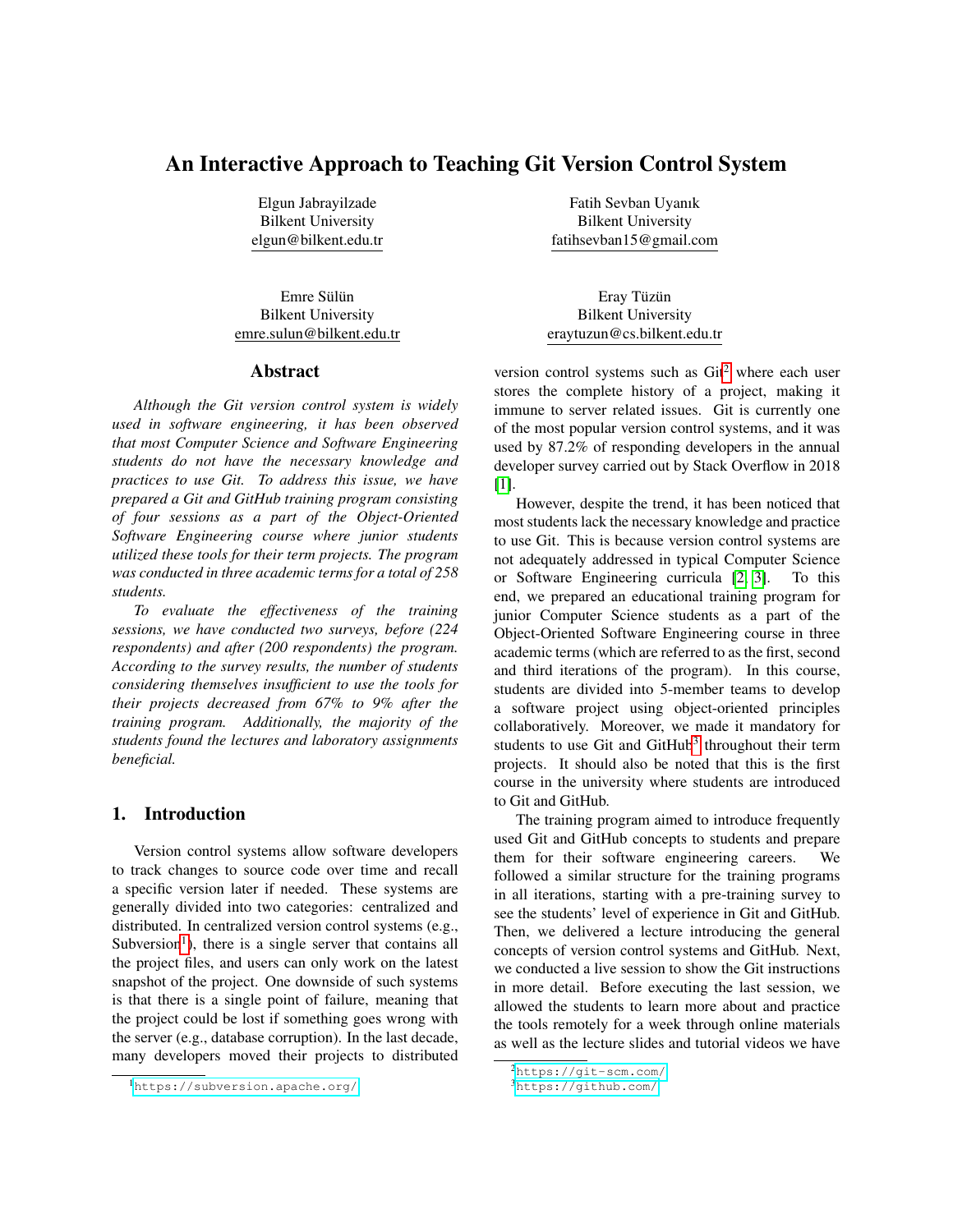# An Interactive Approach to Teaching Git Version Control System

Elgun Jabrayilzade
Bilkent University
elgun@bilkent.edu.tr

Fatih Sevban Uyanık
Bilkent University
fatihsevban15@gmail.com

Emre Sülün
Bilkent University
emre.sulun@bilkent.edu.tr

Eray Tüzün
Bilkent University
eraytuzun@cs.bilkent.edu.tr

## Abstract

*Although the Git version control system is widely used in software engineering, it has been observed that most Computer Science and Software Engineering students do not have the necessary knowledge and practices to use Git. To address this issue, we have prepared a Git and GitHub training program consisting of four sessions as a part of the Object-Oriented Software Engineering course where junior students utilized these tools for their term projects. The program was conducted in three academic terms for a total of 258 students.*

*To evaluate the effectiveness of the training sessions, we have conducted two surveys, before (224 respondents) and after (200 respondents) the program. According to the survey results, the number of students considering themselves insufficient to use the tools for their projects decreased from 67% to 9% after the training program. Additionally, the majority of the students found the lectures and laboratory assignments beneficial.*

## 1. Introduction

Version control systems allow software developers to track changes to source code over time and recall a specific version later if needed. These systems are generally divided into two categories: centralized and distributed. In centralized version control systems (e.g., Subversion[1]), there is a single server that contains all the project files, and users can only work on the latest snapshot of the project. One downside of such systems is that there is a single point of failure, meaning that the project could be lost if something goes wrong with the server (e.g., database corruption). In the last decade, many developers moved their projects to distributed version control systems such as Git[2] where each user stores the complete history of a project, making it immune to server related issues. Git is currently one of the most popular version control systems, and it was used by 87.2% of responding developers in the annual developer survey carried out by Stack Overflow in 2018 [1].

However, despite the trend, it has been noticed that most students lack the necessary knowledge and practice to use Git. This is because version control systems are not adequately addressed in typical Computer Science or Software Engineering curricula [2, 3]. To this end, we prepared an educational training program for junior Computer Science students as a part of the Object-Oriented Software Engineering course in three academic terms (which are referred to as the first, second and third iterations of the program). In this course, students are divided into 5-member teams to develop a software project using object-oriented principles collaboratively. Moreover, we made it mandatory for students to use Git and GitHub[3] throughout their term projects. It should also be noted that this is the first course in the university where students are introduced to Git and GitHub.

The training program aimed to introduce frequently used Git and GitHub concepts to students and prepare them for their software engineering careers. We followed a similar structure for the training programs in all iterations, starting with a pre-training survey to see the students' level of experience in Git and GitHub. Then, we delivered a lecture introducing the general concepts of version control systems and GitHub. Next, we conducted a live session to show the Git instructions in more detail. Before executing the last session, we allowed the students to learn more about and practice the tools remotely for a week through online materials as well as the lecture slides and tutorial videos we have

[1] https://subversion.apache.org/

[2] https://git-scm.com/

[3] https://github.com/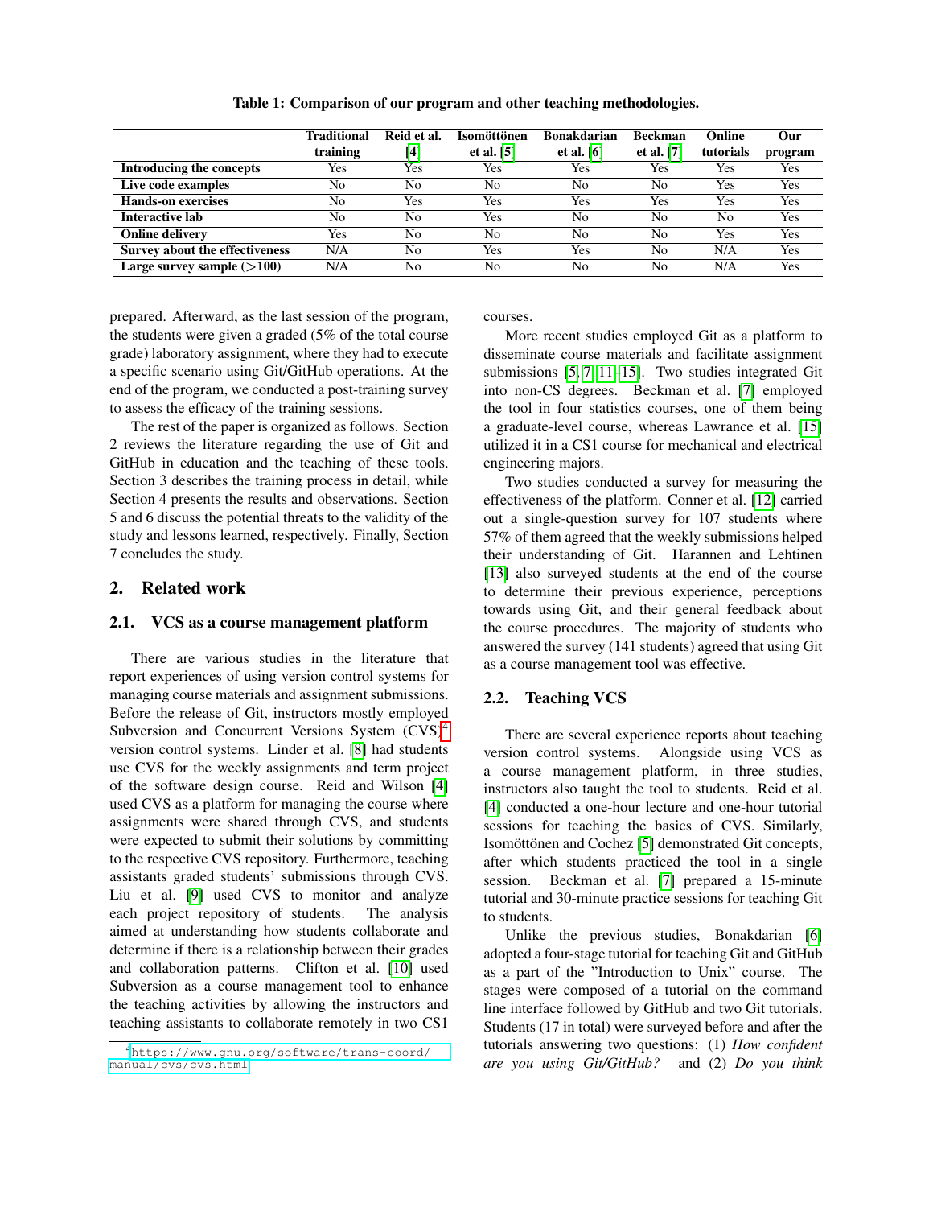**Table 1: Comparison of our program and other teaching methodologies.**

| | Traditional training | Reid et al. [4] | Isomöttönen et al. [5] | Bonakdarian et al. [6] | Beckman et al. [7] | Online tutorials | Our program |
|---|---|---|---|---|---|---|---|
| **Introducing the concepts** | Yes | Yes | Yes | Yes | Yes | Yes | Yes |
| **Live code examples** | No | No | No | No | No | Yes | Yes |
| **Hands-on exercises** | No | Yes | Yes | Yes | Yes | Yes | Yes |
| **Interactive lab** | No | No | Yes | No | No | No | Yes |
| **Online delivery** | Yes | No | No | No | No | Yes | Yes |
| **Survey about the effectiveness** | N/A | No | Yes | Yes | No | N/A | Yes |
| **Large survey sample (>100)** | N/A | No | No | No | No | N/A | Yes |

prepared. Afterward, as the last session of the program, the students were given a graded (5% of the total course grade) laboratory assignment, where they had to execute a specific scenario using Git/GitHub operations. At the end of the program, we conducted a post-training survey to assess the efficacy of the training sessions.

The rest of the paper is organized as follows. Section 2 reviews the literature regarding the use of Git and GitHub in education and the teaching of these tools. Section 3 describes the training process in detail, while Section 4 presents the results and observations. Section 5 and 6 discuss the potential threats to the validity of the study and lessons learned, respectively. Finally, Section 7 concludes the study.

## 2. Related work

### 2.1. VCS as a course management platform

There are various studies in the literature that report experiences of using version control systems for managing course materials and assignment submissions. Before the release of Git, instructors mostly employed Subversion and Concurrent Versions System (CVS)[4] version control systems. Linder et al. [8] had students use CVS for the weekly assignments and term project of the software design course. Reid and Wilson [4] used CVS as a platform for managing the course where assignments were shared through CVS, and students were expected to submit their solutions by committing to the respective CVS repository. Furthermore, teaching assistants graded students' submissions through CVS. Liu et al. [9] used CVS to monitor and analyze each project repository of students. The analysis aimed at understanding how students collaborate and determine if there is a relationship between their grades and collaboration patterns. Clifton et al. [10] used Subversion as a course management tool to enhance the teaching activities by allowing the instructors and teaching assistants to collaborate remotely in two CS1 courses.

More recent studies employed Git as a platform to disseminate course materials and facilitate assignment submissions [5, 7, 11–15]. Two studies integrated Git into non-CS degrees. Beckman et al. [7] employed the tool in four statistics courses, one of them being a graduate-level course, whereas Lawrance et al. [15] utilized it in a CS1 course for mechanical and electrical engineering majors.

Two studies conducted a survey for measuring the effectiveness of the platform. Conner et al. [12] carried out a single-question survey for 107 students where 57% of them agreed that the weekly submissions helped their understanding of Git. Harannen and Lehtinen [13] also surveyed students at the end of the course to determine their previous experience, perceptions towards using Git, and their general feedback about the course procedures. The majority of students who answered the survey (141 students) agreed that using Git as a course management tool was effective.

### 2.2. Teaching VCS

There are several experience reports about teaching version control systems. Alongside using VCS as a course management platform, in three studies, instructors also taught the tool to students. Reid et al. [4] conducted a one-hour lecture and one-hour tutorial sessions for teaching the basics of CVS. Similarly, Isomöttönen and Cochez [5] demonstrated Git concepts, after which students practiced the tool in a single session. Beckman et al. [7] prepared a 15-minute tutorial and 30-minute practice sessions for teaching Git to students.

Unlike the previous studies, Bonakdarian [6] adopted a four-stage tutorial for teaching Git and GitHub as a part of the "Introduction to Unix" course. The stages were composed of a tutorial on the command line interface followed by GitHub and two Git tutorials. Students (17 in total) were surveyed before and after the tutorials answering two questions: (1) *How confident are you using Git/GitHub?* and (2) *Do you think*

[4] https://www.gnu.org/software/trans-coord/manual/cvs/cvs.html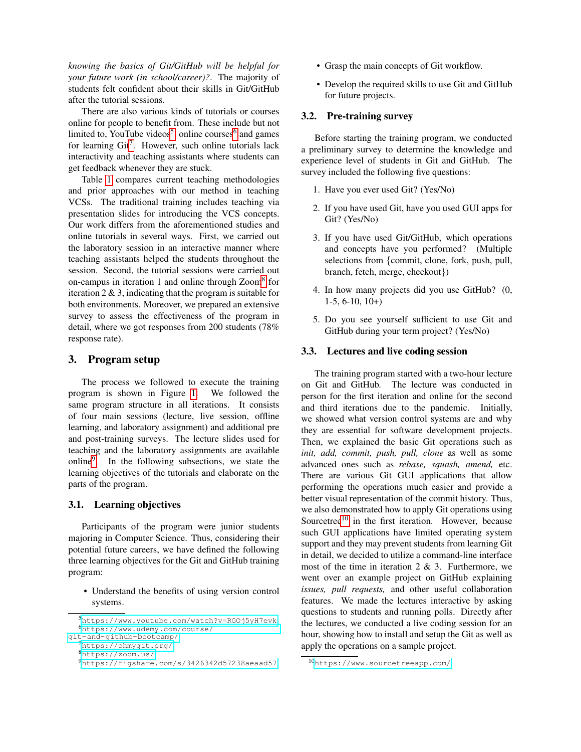*knowing the basics of Git/GitHub will be helpful for your future work (in school/career)?*. The majority of students felt confident about their skills in Git/GitHub after the tutorial sessions.

There are also various kinds of tutorials or courses online for people to benefit from. These include but not limited to, YouTube videos[5], online courses[6] and games for learning Git[7]. However, such online tutorials lack interactivity and teaching assistants where students can get feedback whenever they are stuck.

Table 1 compares current teaching methodologies and prior approaches with our method in teaching VCSs. The traditional training includes teaching via presentation slides for introducing the VCS concepts. Our work differs from the aforementioned studies and online tutorials in several ways. First, we carried out the laboratory session in an interactive manner where teaching assistants helped the students throughout the session. Second, the tutorial sessions were carried out on-campus in iteration 1 and online through Zoom[8] for iteration 2 & 3, indicating that the program is suitable for both environments. Moreover, we prepared an extensive survey to assess the effectiveness of the program in detail, where we got responses from 200 students (78% response rate).

## 3. Program setup

The process we followed to execute the training program is shown in Figure 1. We followed the same program structure in all iterations. It consists of four main sessions (lecture, live session, offline learning, and laboratory assignment) and additional pre and post-training surveys. The lecture slides used for teaching and the laboratory assignments are available online[9]. In the following subsections, we state the learning objectives of the tutorials and elaborate on the parts of the program.

### 3.1. Learning objectives

Participants of the program were junior students majoring in Computer Science. Thus, considering their potential future careers, we have defined the following three learning objectives for the Git and GitHub training program:

- Understand the benefits of using version control systems.
- Grasp the main concepts of Git workflow.
- Develop the required skills to use Git and GitHub for future projects.

### 3.2. Pre-training survey

Before starting the training program, we conducted a preliminary survey to determine the knowledge and experience level of students in Git and GitHub. The survey included the following five questions:

1. Have you ever used Git? (Yes/No)
2. If you have used Git, have you used GUI apps for Git? (Yes/No)
3. If you have used Git/GitHub, which operations and concepts have you performed? (Multiple selections from {commit, clone, fork, push, pull, branch, fetch, merge, checkout})
4. In how many projects did you use GitHub? (0, 1-5, 6-10, 10+)
5. Do you see yourself sufficient to use Git and GitHub during your term project? (Yes/No)

### 3.3. Lectures and live coding session

The training program started with a two-hour lecture on Git and GitHub. The lecture was conducted in person for the first iteration and online for the second and third iterations due to the pandemic. Initially, we showed what version control systems are and why they are essential for software development projects. Then, we explained the basic Git operations such as *init, add, commit, push, pull, clone* as well as some advanced ones such as *rebase, squash, amend,* etc. There are various Git GUI applications that allow performing the operations much easier and provide a better visual representation of the commit history. Thus, we also demonstrated how to apply Git operations using Sourcetree[10] in the first iteration. However, because such GUI applications have limited operating system support and they may prevent students from learning Git in detail, we decided to utilize a command-line interface most of the time in iteration 2 & 3. Furthermore, we went over an example project on GitHub explaining *issues, pull requests,* and other useful collaboration features. We made the lectures interactive by asking questions to students and running polls. Directly after the lectures, we conducted a live coding session for an hour, showing how to install and setup the Git as well as apply the operations on a sample project.

[5] https://www.youtube.com/watch?v=RGOj5yH7evk

[6] https://www.udemy.com/course/git-and-github-bootcamp/

[7] https://ohmygit.org/

[8] https://zoom.us/

[9] https://figshare.com/s/3426342d57238aeaad57

[10] https://www.sourcetreeapp.com/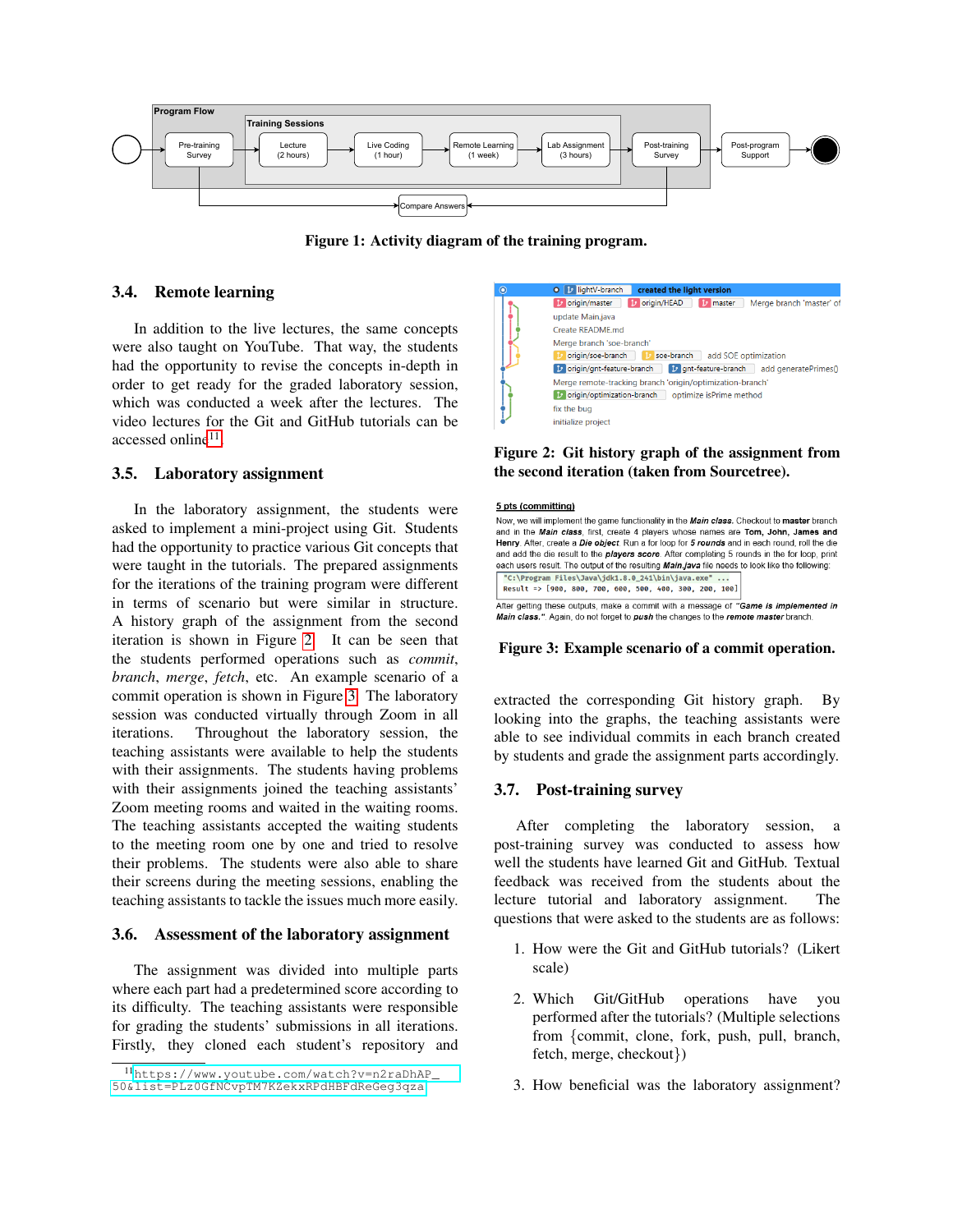Figure 1: Activity diagram of the training program.

### 3.4. Remote learning

In addition to the live lectures, the same concepts were also taught on YouTube. That way, the students had the opportunity to revise the concepts in-depth in order to get ready for the graded laboratory session, which was conducted a week after the lectures. The video lectures for the Git and GitHub tutorials can be accessed online[11].

### 3.5. Laboratory assignment

In the laboratory assignment, the students were asked to implement a mini-project using Git. Students had the opportunity to practice various Git concepts that were taught in the tutorials. The prepared assignments for the iterations of the training program were different in terms of scenario but were similar in structure. A history graph of the assignment from the second iteration is shown in Figure 2. It can be seen that the students performed operations such as *commit*, *branch*, *merge*, *fetch*, etc. An example scenario of a commit operation is shown in Figure 3. The laboratory session was conducted virtually through Zoom in all iterations. Throughout the laboratory session, the teaching assistants were available to help the students with their assignments. The students having problems with their assignments joined the teaching assistants' Zoom meeting rooms and waited in the waiting rooms. The teaching assistants accepted the waiting students to the meeting room one by one and tried to resolve their problems. The students were also able to share their screens during the meeting sessions, enabling the teaching assistants to tackle the issues much more easily.

### 3.6. Assessment of the laboratory assignment

The assignment was divided into multiple parts where each part had a predetermined score according to its difficulty. The teaching assistants were responsible for grading the students' submissions in all iterations. Firstly, they cloned each student's repository and extracted the corresponding Git history graph. By looking into the graphs, the teaching assistants were able to see individual commits in each branch created by students and grade the assignment parts accordingly.

[11] https://www.youtube.com/watch?v=n2raDhAP_50&list=PLZ0GfNCvpTM7KZekxRPdHBFdReGeg3qza

Figure 2: Git history graph of the assignment from the second iteration (taken from Sourcetree).

Figure 3: Example scenario of a commit operation.

### 3.7. Post-training survey

After completing the laboratory session, a post-training survey was conducted to assess how well the students have learned Git and GitHub. Textual feedback was received from the students about the lecture tutorial and laboratory assignment. The questions that were asked to the students are as follows:

1. How were the Git and GitHub tutorials? (Likert scale)
2. Which Git/GitHub operations have you performed after the tutorials? (Multiple selections from {commit, clone, fork, push, pull, branch, fetch, merge, checkout})
3. How beneficial was the laboratory assignment?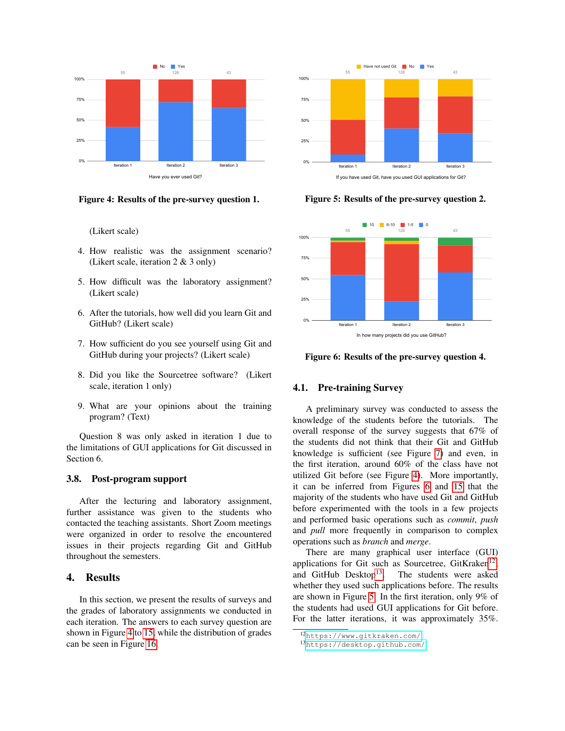Figure 4: **Results of the pre-survey question 1.**

Figure 5: **Results of the pre-survey question 2.**

(Likert scale)

4. How realistic was the assignment scenario? (Likert scale, iteration 2 & 3 only)
5. How difficult was the laboratory assignment? (Likert scale)
6. After the tutorials, how well did you learn Git and GitHub? (Likert scale)
7. How sufficient do you see yourself using Git and GitHub during your projects? (Likert scale)
8. Did you like the Sourcetree software? (Likert scale, iteration 1 only)
9. What are your opinions about the training program? (Text)

Question 8 was only asked in iteration 1 due to the limitations of GUI applications for Git discussed in Section 6.

### 3.8. Post-program support

After the lecturing and laboratory assignment, further assistance was given to the students who contacted the teaching assistants. Short Zoom meetings were organized in order to resolve the encountered issues in their projects regarding Git and GitHub throughout the semesters.

## 4. Results

In this section, we present the results of surveys and the grades of laboratory assignments we conducted in each iteration. The answers to each survey question are shown in Figure 4 to 15, while the distribution of grades can be seen in Figure 16.

Figure 6: **Results of the pre-survey question 4.**

### 4.1. Pre-training Survey

A preliminary survey was conducted to assess the knowledge of the students before the tutorials. The overall response of the survey suggests that 67% of the students did not think that their Git and GitHub knowledge is sufficient (see Figure 7) and even, in the first iteration, around 60% of the class have not utilized Git before (see Figure 4). More importantly, it can be inferred from Figures 6 and 15 that the majority of the students who have used Git and GitHub before experimented with the tools in a few projects and performed basic operations such as *commit*, *push* and *pull* more frequently in comparison to complex operations such as *branch* and *merge*.

There are many graphical user interface (GUI) applications for Git such as Sourcetree, GitKraken[12] and GitHub Desktop[13]. The students were asked whether they used such applications before. The results are shown in Figure 5. In the first iteration, only 9% of the students had used GUI applications for Git before. For the latter iterations, it was approximately 35%.

[12] https://www.gitkraken.com/

[13] https://desktop.github.com/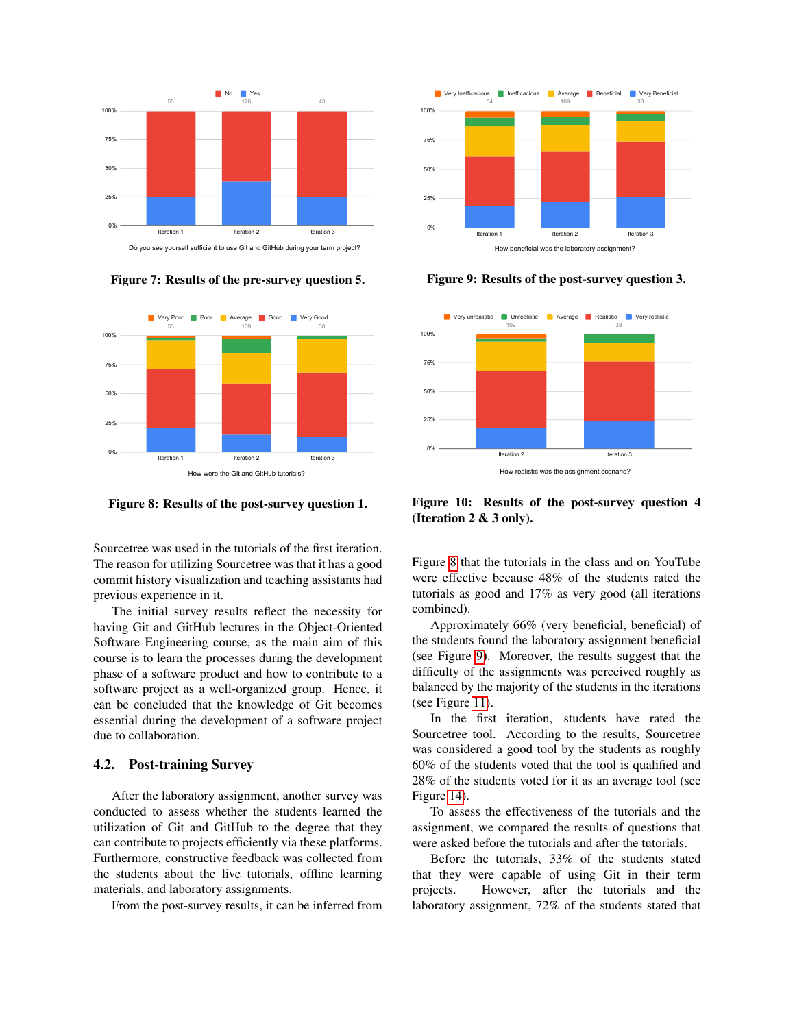Figure 7: Results of the pre-survey question 5.

Figure 9: Results of the post-survey question 3.

Figure 8: Results of the post-survey question 1.

Figure 10: Results of the post-survey question 4 (Iteration 2 & 3 only).

Sourcetree was used in the tutorials of the first iteration. The reason for utilizing Sourcetree was that it has a good commit history visualization and teaching assistants had previous experience in it.

The initial survey results reflect the necessity for having Git and GitHub lectures in the Object-Oriented Software Engineering course, as the main aim of this course is to learn the processes during the development phase of a software product and how to contribute to a software project as a well-organized group. Hence, it can be concluded that the knowledge of Git becomes essential during the development of a software project due to collaboration.

## 4.2. Post-training Survey

After the laboratory assignment, another survey was conducted to assess whether the students learned the utilization of Git and GitHub to the degree that they can contribute to projects efficiently via these platforms. Furthermore, constructive feedback was collected from the students about the live tutorials, offline learning materials, and laboratory assignments.

From the post-survey results, it can be inferred from Figure 8 that the tutorials in the class and on YouTube were effective because 48% of the students rated the tutorials as good and 17% as very good (all iterations combined).

Approximately 66% (very beneficial, beneficial) of the students found the laboratory assignment beneficial (see Figure 9). Moreover, the results suggest that the difficulty of the assignments was perceived roughly as balanced by the majority of the students in the iterations (see Figure 11).

In the first iteration, students have rated the Sourcetree tool. According to the results, Sourcetree was considered a good tool by the students as roughly 60% of the students voted that the tool is qualified and 28% of the students voted for it as an average tool (see Figure 14).

To assess the effectiveness of the tutorials and the assignment, we compared the results of questions that were asked before the tutorials and after the tutorials.

Before the tutorials, 33% of the students stated that they were capable of using Git in their term projects. However, after the tutorials and the laboratory assignment, 72% of the students stated that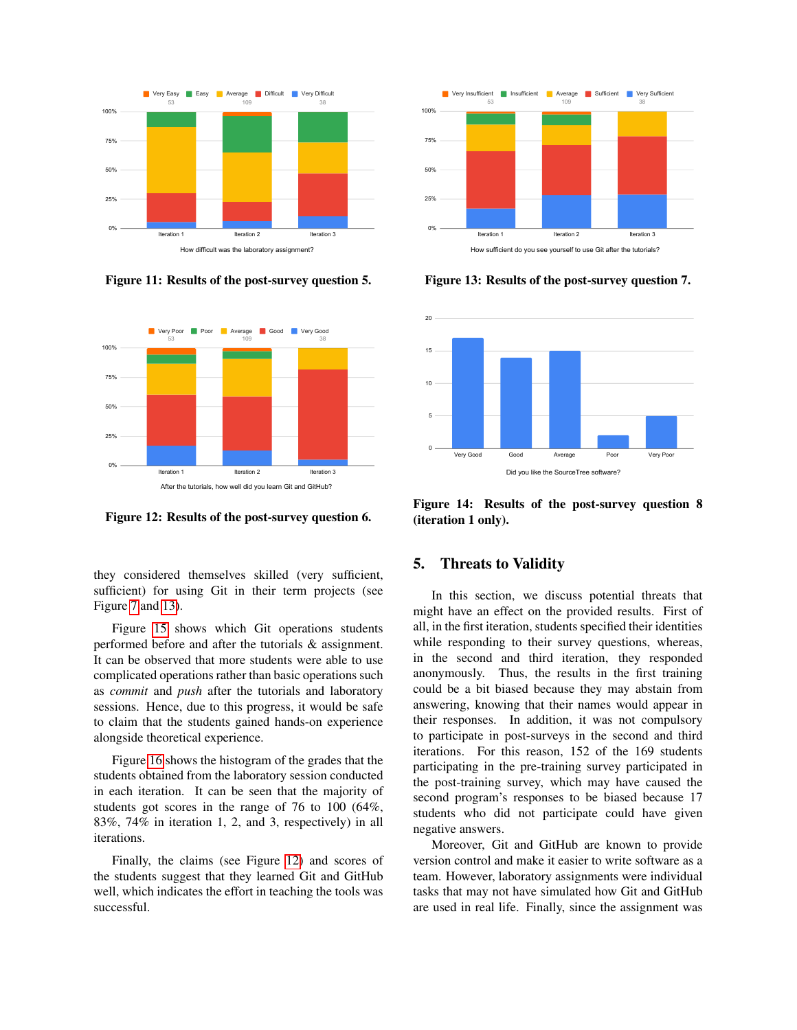Figure 11: Results of the post-survey question 5.

Figure 12: Results of the post-survey question 6.

Figure 13: Results of the post-survey question 7.

Figure 14: Results of the post-survey question 8 (iteration 1 only).

they considered themselves skilled (very sufficient, sufficient) for using Git in their term projects (see Figure 7 and 13).

Figure 15 shows which Git operations students performed before and after the tutorials & assignment. It can be observed that more students were able to use complicated operations rather than basic operations such as *commit* and *push* after the tutorials and laboratory sessions. Hence, due to this progress, it would be safe to claim that the students gained hands-on experience alongside theoretical experience.

Figure 16 shows the histogram of the grades that the students obtained from the laboratory session conducted in each iteration. It can be seen that the majority of students got scores in the range of 76 to 100 (64%, 83%, 74% in iteration 1, 2, and 3, respectively) in all iterations.

Finally, the claims (see Figure 12) and scores of the students suggest that they learned Git and GitHub well, which indicates the effort in teaching the tools was successful.

## 5. Threats to Validity

In this section, we discuss potential threats that might have an effect on the provided results. First of all, in the first iteration, students specified their identities while responding to their survey questions, whereas, in the second and third iteration, they responded anonymously. Thus, the results in the first training could be a bit biased because they may abstain from answering, knowing that their names would appear in their responses. In addition, it was not compulsory to participate in post-surveys in the second and third iterations. For this reason, 152 of the 169 students participating in the pre-training survey participated in the post-training survey, which may have caused the second program's responses to be biased because 17 students who did not participate could have given negative answers.

Moreover, Git and GitHub are known to provide version control and make it easier to write software as a team. However, laboratory assignments were individual tasks that may not have simulated how Git and GitHub are used in real life. Finally, since the assignment was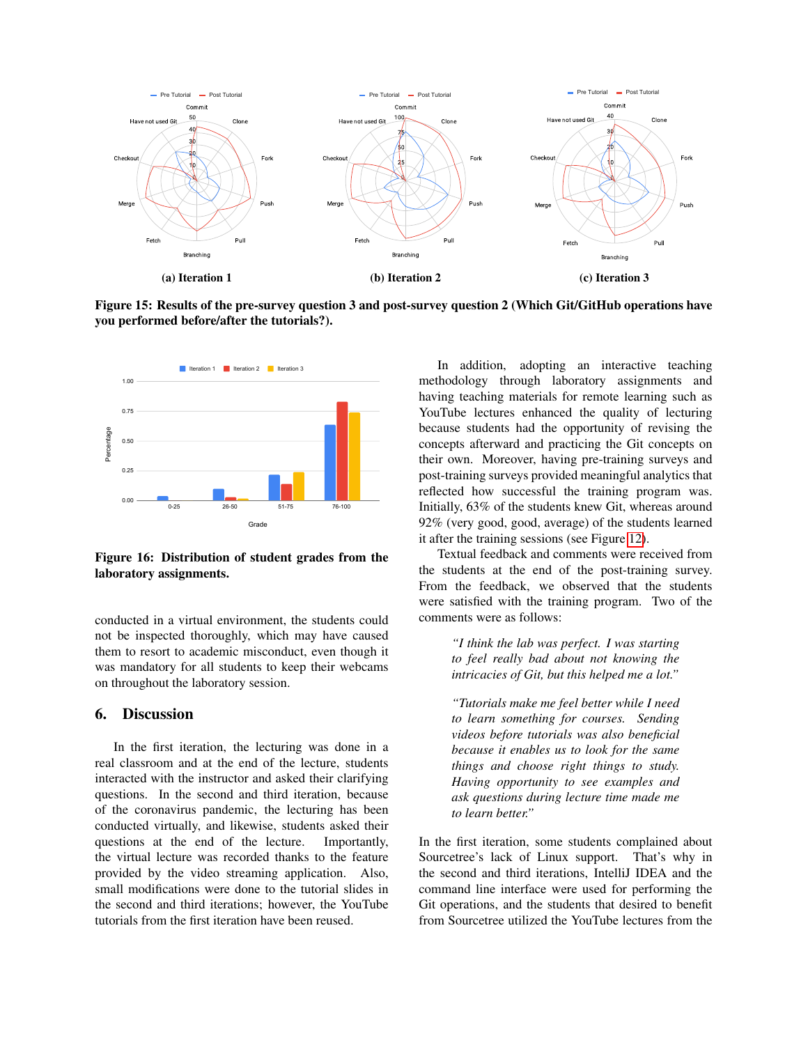(a) Iteration 1

(b) Iteration 2

(c) Iteration 3

**Figure 15: Results of the pre-survey question 3 and post-survey question 2 (Which Git/GitHub operations have you performed before/after the tutorials?).**

**Figure 16: Distribution of student grades from the laboratory assignments.**

conducted in a virtual environment, the students could not be inspected thoroughly, which may have caused them to resort to academic misconduct, even though it was mandatory for all students to keep their webcams on throughout the laboratory session.

## 6. Discussion

In the first iteration, the lecturing was done in a real classroom and at the end of the lecture, students interacted with the instructor and asked their clarifying questions. In the second and third iteration, because of the coronavirus pandemic, the lecturing has been conducted virtually, and likewise, students asked their questions at the end of the lecture. Importantly, the virtual lecture was recorded thanks to the feature provided by the video streaming application. Also, small modifications were done to the tutorial slides in the second and third iterations; however, the YouTube tutorials from the first iteration have been reused.

In addition, adopting an interactive teaching methodology through laboratory assignments and having teaching materials for remote learning such as YouTube lectures enhanced the quality of lecturing because students had the opportunity of revising the concepts afterward and practicing the Git concepts on their own. Moreover, having pre-training surveys and post-training surveys provided meaningful analytics that reflected how successful the training program was. Initially, 63% of the students knew Git, whereas around 92% (very good, good, average) of the students learned it after the training sessions (see Figure 12).

Textual feedback and comments were received from the students at the end of the post-training survey. From the feedback, we observed that the students were satisfied with the training program. Two of the comments were as follows:

> *"I think the lab was perfect. I was starting to feel really bad about not knowing the intricacies of Git, but this helped me a lot."*

> *"Tutorials make me feel better while I need to learn something for courses. Sending videos before tutorials was also beneficial because it enables us to look for the same things and choose right things to study. Having opportunity to see examples and ask questions during lecture time made me to learn better."*

In the first iteration, some students complained about Sourcetree's lack of Linux support. That's why in the second and third iterations, IntelliJ IDEA and the command line interface were used for performing the Git operations, and the students that desired to benefit from Sourcetree utilized the YouTube lectures from the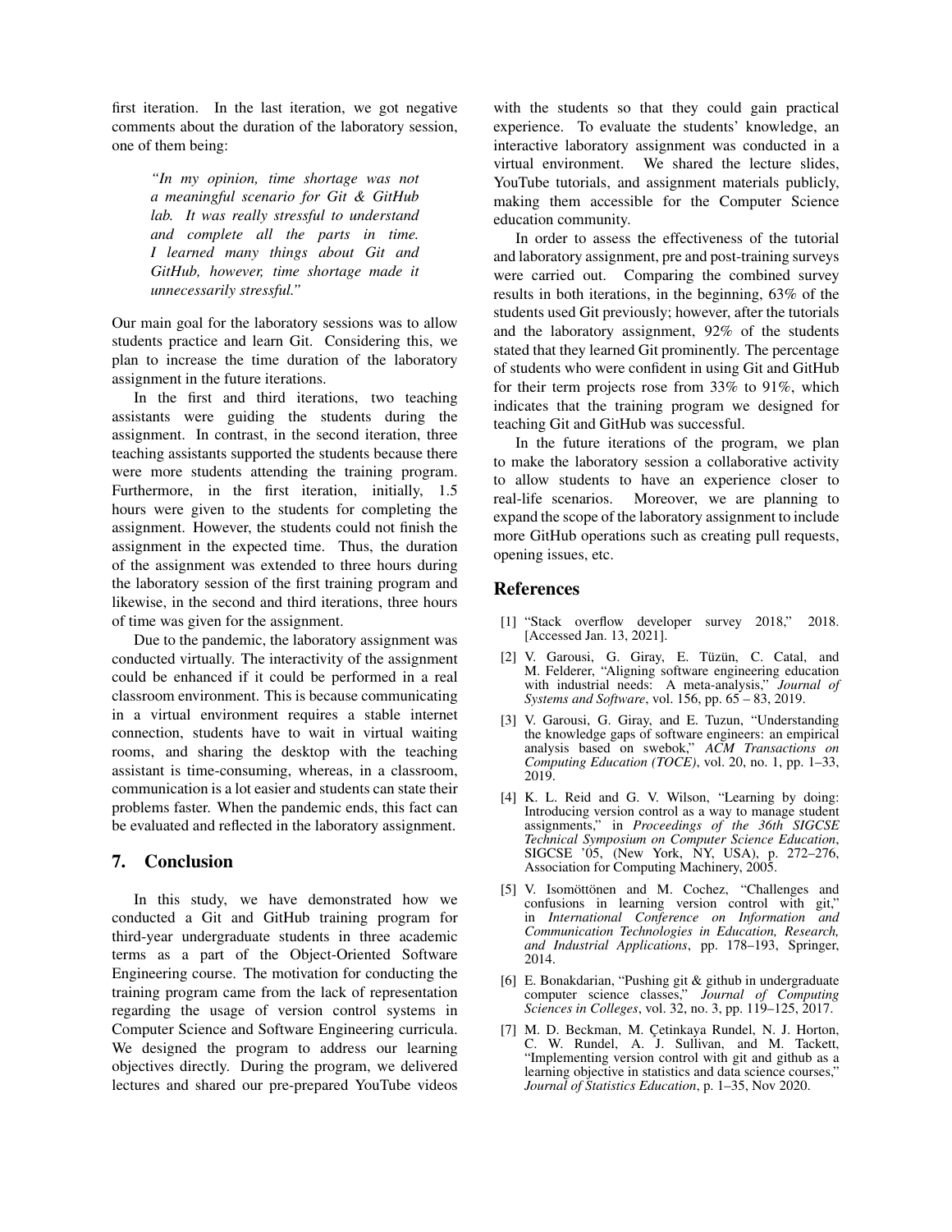first iteration. In the last iteration, we got negative comments about the duration of the laboratory session, one of them being:

> *"In my opinion, time shortage was not a meaningful scenario for Git & GitHub lab. It was really stressful to understand and complete all the parts in time. I learned many things about Git and GitHub, however, time shortage made it unnecessarily stressful."*

Our main goal for the laboratory sessions was to allow students practice and learn Git. Considering this, we plan to increase the time duration of the laboratory assignment in the future iterations.

In the first and third iterations, two teaching assistants were guiding the students during the assignment. In contrast, in the second iteration, three teaching assistants supported the students because there were more students attending the training program. Furthermore, in the first iteration, initially, 1.5 hours were given to the students for completing the assignment. However, the students could not finish the assignment in the expected time. Thus, the duration of the assignment was extended to three hours during the laboratory session of the first training program and likewise, in the second and third iterations, three hours of time was given for the assignment.

Due to the pandemic, the laboratory assignment was conducted virtually. The interactivity of the assignment could be enhanced if it could be performed in a real classroom environment. This is because communicating in a virtual environment requires a stable internet connection, students have to wait in virtual waiting rooms, and sharing the desktop with the teaching assistant is time-consuming, whereas, in a classroom, communication is a lot easier and students can state their problems faster. When the pandemic ends, this fact can be evaluated and reflected in the laboratory assignment.

## 7. Conclusion

In this study, we have demonstrated how we conducted a Git and GitHub training program for third-year undergraduate students in three academic terms as a part of the Object-Oriented Software Engineering course. The motivation for conducting the training program came from the lack of representation regarding the usage of version control systems in Computer Science and Software Engineering curricula. We designed the program to address our learning objectives directly. During the program, we delivered lectures and shared our pre-prepared YouTube videos with the students so that they could gain practical experience. To evaluate the students' knowledge, an interactive laboratory assignment was conducted in a virtual environment. We shared the lecture slides, YouTube tutorials, and assignment materials publicly, making them accessible for the Computer Science education community.

In order to assess the effectiveness of the tutorial and laboratory assignment, pre and post-training surveys were carried out. Comparing the combined survey results in both iterations, in the beginning, 63% of the students used Git previously; however, after the tutorials and the laboratory assignment, 92% of the students stated that they learned Git prominently. The percentage of students who were confident in using Git and GitHub for their term projects rose from 33% to 91%, which indicates that the training program we designed for teaching Git and GitHub was successful.

In the future iterations of the program, we plan to make the laboratory session a collaborative activity to allow students to have an experience closer to real-life scenarios. Moreover, we are planning to expand the scope of the laboratory assignment to include more GitHub operations such as creating pull requests, opening issues, etc.

## References

[1] "Stack overflow developer survey 2018," 2018. [Accessed Jan. 13, 2021].

[2] V. Garousi, G. Giray, E. Tüzün, C. Catal, and M. Felderer, "Aligning software engineering education with industrial needs: A meta-analysis," *Journal of Systems and Software*, vol. 156, pp. 65 – 83, 2019.

[3] V. Garousi, G. Giray, and E. Tuzun, "Understanding the knowledge gaps of software engineers: an empirical analysis based on swebok," *ACM Transactions on Computing Education (TOCE)*, vol. 20, no. 1, pp. 1–33, 2019.

[4] K. L. Reid and G. V. Wilson, "Learning by doing: Introducing version control as a way to manage student assignments," in *Proceedings of the 36th SIGCSE Technical Symposium on Computer Science Education*, SIGCSE '05, (New York, NY, USA), p. 272–276, Association for Computing Machinery, 2005.

[5] V. Isomöttönen and M. Cochez, "Challenges and confusions in learning version control with git," in *International Conference on Information and Communication Technologies in Education, Research, and Industrial Applications*, pp. 178–193, Springer, 2014.

[6] E. Bonakdarian, "Pushing git & github in undergraduate computer science classes," *Journal of Computing Sciences in Colleges*, vol. 32, no. 3, pp. 119–125, 2017.

[7] M. D. Beckman, M. Çetinkaya Rundel, N. J. Horton, C. W. Rundel, A. J. Sullivan, and M. Tackett, "Implementing version control with git and github as a learning objective in statistics and data science courses," *Journal of Statistics Education*, p. 1–35, Nov 2020.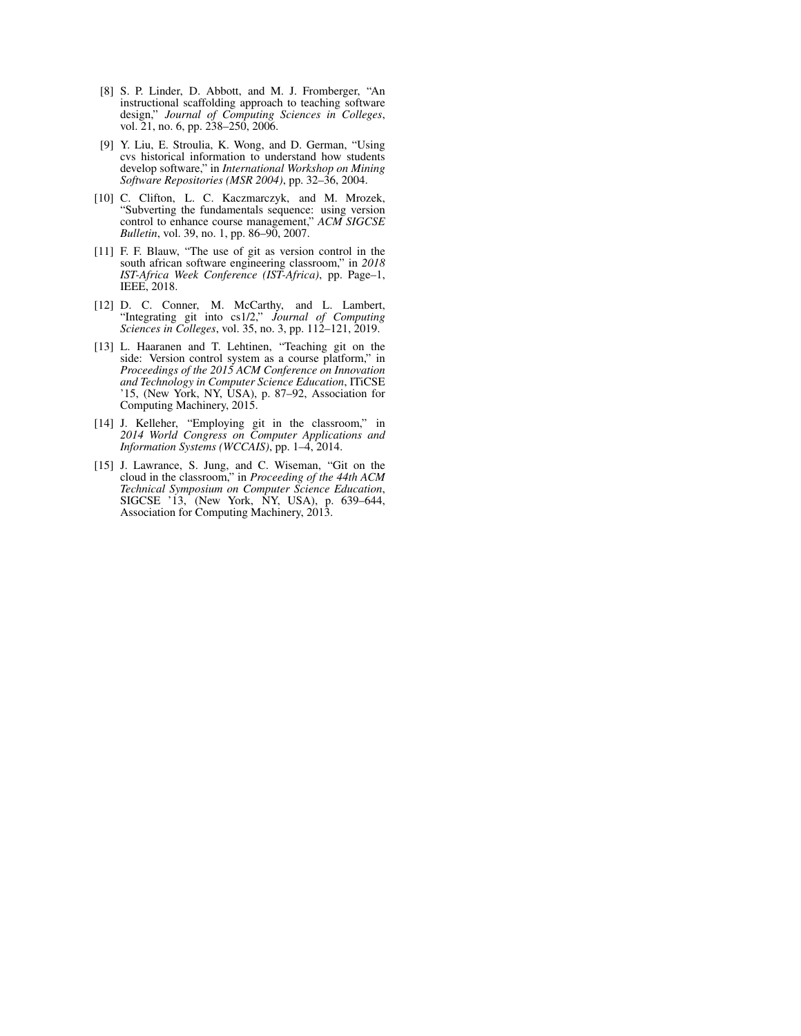[8] S. P. Linder, D. Abbott, and M. J. Fromberger, "An instructional scaffolding approach to teaching software design," *Journal of Computing Sciences in Colleges*, vol. 21, no. 6, pp. 238–250, 2006.

[9] Y. Liu, E. Stroulia, K. Wong, and D. German, "Using cvs historical information to understand how students develop software," in *International Workshop on Mining Software Repositories (MSR 2004)*, pp. 32–36, 2004.

[10] C. Clifton, L. C. Kaczmarczyk, and M. Mrozek, "Subverting the fundamentals sequence: using version control to enhance course management," *ACM SIGCSE Bulletin*, vol. 39, no. 1, pp. 86–90, 2007.

[11] F. F. Blauw, "The use of git as version control in the south african software engineering classroom," in *2018 IST-Africa Week Conference (IST-Africa)*, pp. Page–1, IEEE, 2018.

[12] D. C. Conner, M. McCarthy, and L. Lambert, "Integrating git into cs1/2," *Journal of Computing Sciences in Colleges*, vol. 35, no. 3, pp. 112–121, 2019.

[13] L. Haaranen and T. Lehtinen, "Teaching git on the side: Version control system as a course platform," in *Proceedings of the 2015 ACM Conference on Innovation and Technology in Computer Science Education*, ITiCSE '15, (New York, NY, USA), p. 87–92, Association for Computing Machinery, 2015.

[14] J. Kelleher, "Employing git in the classroom," in *2014 World Congress on Computer Applications and Information Systems (WCCAIS)*, pp. 1–4, 2014.

[15] J. Lawrance, S. Jung, and C. Wiseman, "Git on the cloud in the classroom," in *Proceeding of the 44th ACM Technical Symposium on Computer Science Education*, SIGCSE '13, (New York, NY, USA), p. 639–644, Association for Computing Machinery, 2013.